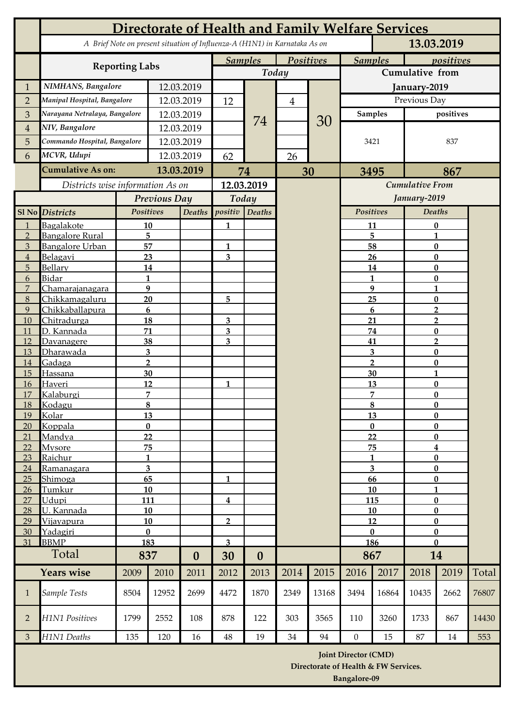# Directorate of Health and Family Welfare Services

*A Brief Note on present situation of Influenza-A (H1N1) in Karnataka As on* **13.03.2019**

| | Reporting Labs | | Samples Today | | Positives Today | | Samples Cumulative from January-2019 (Previous Day) | positives Cumulative from January-2019 (Previous Day) |
|---|---|---|---|---|---|---|---|---|
| 1 | *NIMHANS, Bangalore* | 12.03.2019 | | 74 | | 30 | 3421 | 837 |
| 2 | *Manipal Hospital, Bangalore* | 12.03.2019 | 12 | | 4 | | | |
| 3 | *Narayana Netralaya, Bangalore* | 12.03.2019 | | | | | | |
| 4 | *NIV, Bangalore* | 12.03.2019 | | | | | | |
| 5 | *Commando Hospital, Bangalore* | 12.03.2019 | | | | | | |
| 6 | *MCVR, Udupi* | 12.03.2019 | 62 | | 26 | | | |
| | **Cumulative As on:** | **13.03.2019** | **74** | | **30** | | **3495** | **867** |

*Districts wise information As on* **12.03.2019**

| Sl No | *Districts* | Previous Day Positives | Previous Day Deaths | Today positiv | Today Deaths | Cumulative From January-2019 Positives | Cumulative From January-2019 Deaths |
|---|---|---|---|---|---|---|---|
| 1 | Bagalakote | 10 | | 1 | | 11 | 0 |
| 2 | Bangalore Rural | 5 | | | | 5 | 1 |
| 3 | Bangalore Urban | 57 | | 1 | | 58 | 0 |
| 4 | Belagavi | 23 | | 3 | | 26 | 0 |
| 5 | Bellary | 14 | | | | 14 | 0 |
| 6 | Bidar | 1 | | | | 1 | 0 |
| 7 | Chamarajanagara | 9 | | | | 9 | 1 |
| 8 | Chikkamagaluru | 20 | | 5 | | 25 | 0 |
| 9 | Chikkaballapura | 6 | | | | 6 | 2 |
| 10 | Chitradurga | 18 | | 3 | | 21 | 2 |
| 11 | D. Kannada | 71 | | 3 | | 74 | 0 |
| 12 | Davanagere | 38 | | 3 | | 41 | 2 |
| 13 | Dharawada | 3 | | | | 3 | 0 |
| 14 | Gadaga | 2 | | | | 2 | 0 |
| 15 | Hassana | 30 | | | | 30 | 1 |
| 16 | Haveri | 12 | | 1 | | 13 | 0 |
| 17 | Kalaburgi | 7 | | | | 7 | 0 |
| 18 | Kodagu | 8 | | | | 8 | 0 |
| 19 | Kolar | 13 | | | | 13 | 0 |
| 20 | Koppala | 0 | | | | 0 | 0 |
| 21 | Mandya | 22 | | | | 22 | 0 |
| 22 | Mysore | 75 | | | | 75 | 4 |
| 23 | Raichur | 1 | | | | 1 | 0 |
| 24 | Ramanagara | 3 | | | | 3 | 0 |
| 25 | Shimoga | 65 | | 1 | | 66 | 0 |
| 26 | Tumkur | 10 | | | | 10 | 1 |
| 27 | Udupi | 111 | | 4 | | 115 | 0 |
| 28 | U. Kannada | 10 | | | | 10 | 0 |
| 29 | Vijayapura | 10 | | 2 | | 12 | 0 |
| 30 | Yadagiri | 0 | | | | 0 | 0 |
| 31 | BBMP | 183 | | 3 | | 186 | 0 |
| | **Total** | **837** | **0** | **30** | **0** | **867** | **14** |

| | Years wise | 2009 | 2010 | 2011 | 2012 | 2013 | 2014 | 2015 | 2016 | 2017 | 2018 | 2019 | Total |
|---|---|---|---|---|---|---|---|---|---|---|---|---|---|
| 1 | *Sample Tests* | 8504 | 12952 | 2699 | 4472 | 1870 | 2349 | 13168 | 3494 | 16864 | 10435 | 2662 | 76807 |
| 2 | *H1N1 Positives* | 1799 | 2552 | 108 | 878 | 122 | 303 | 3565 | 110 | 3260 | 1733 | 867 | 14430 |
| 3 | *H1N1 Deaths* | 135 | 120 | 16 | 48 | 19 | 34 | 94 | 0 | 15 | 87 | 14 | 553 |

**Joint Director (CMD)**
**Directorate of Health & FW Services.**
**Bangalore-09**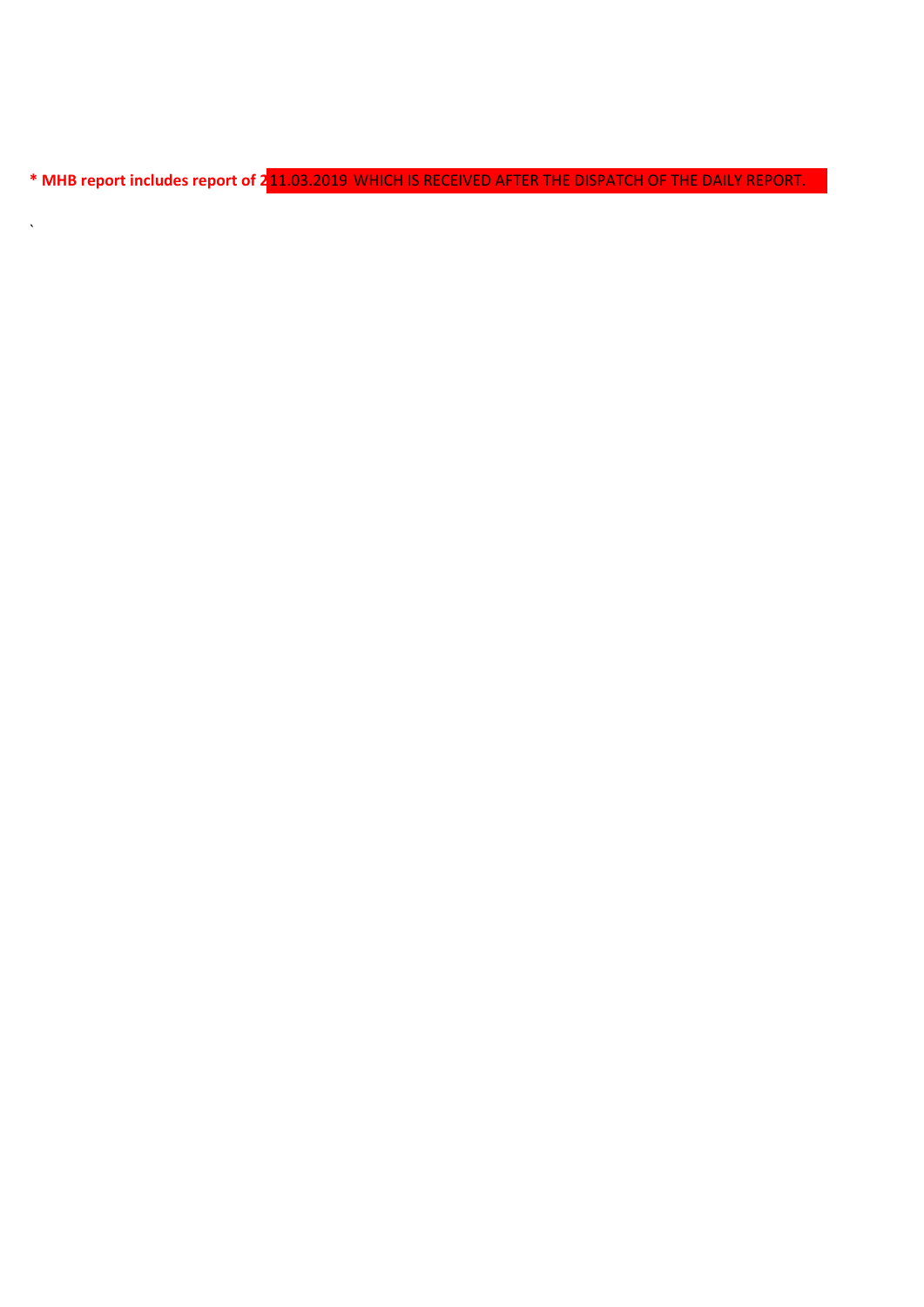**\* MHB report includes report of 2** 11.03.2019 WHICH IS RECEIVED AFTER THE DISPATCH OF THE DAILY REPORT.

`